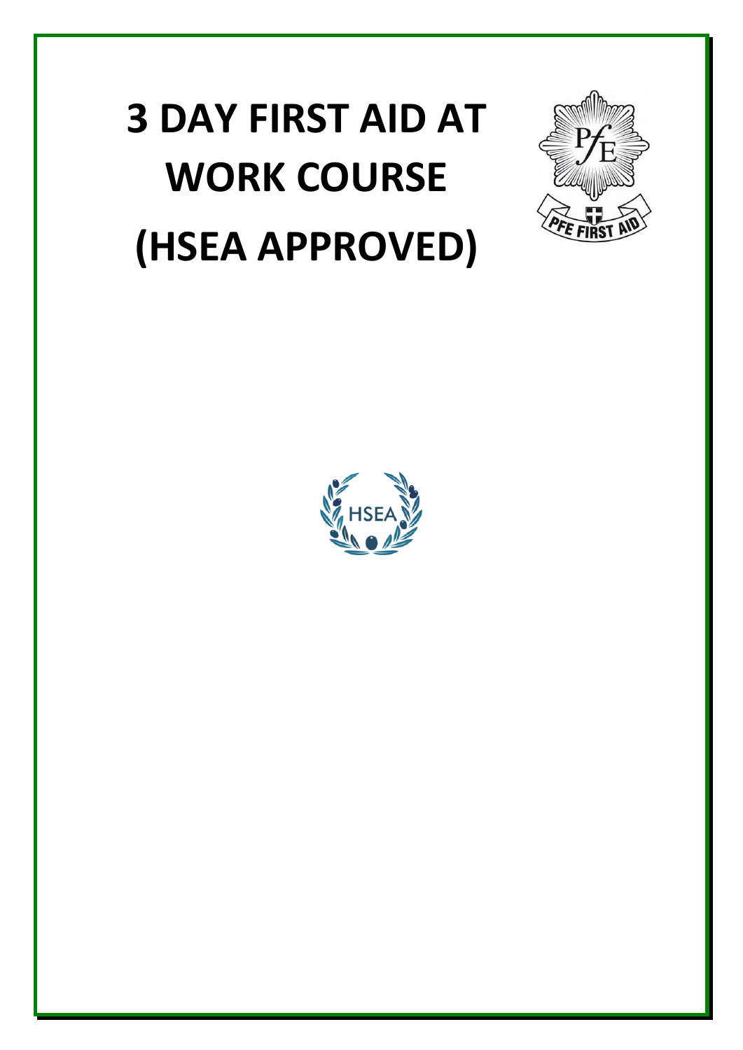# 3 DAY FIRST AID AT WORK COURSE (HSEA APPROVED)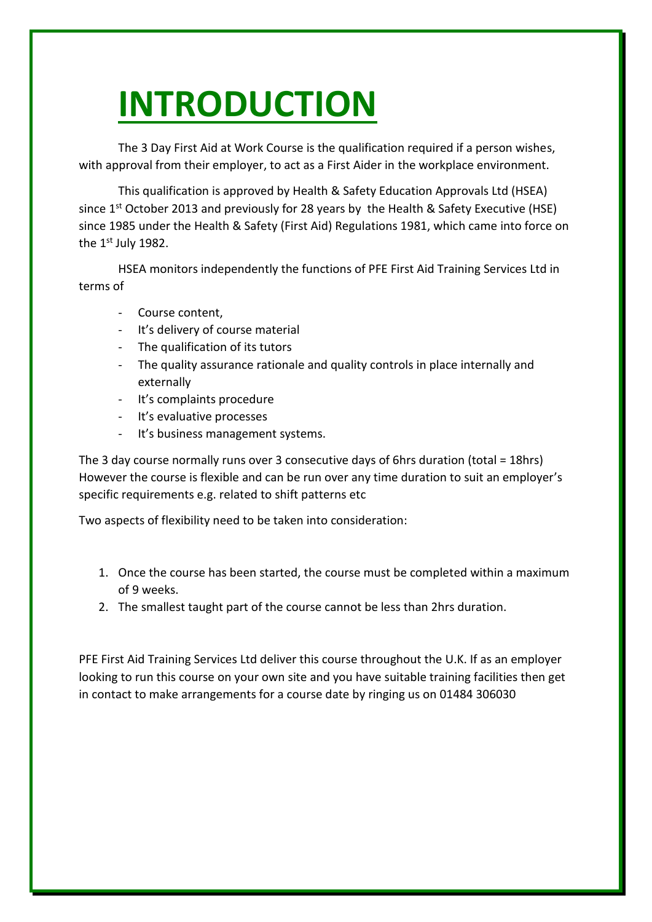# INTRODUCTION

The 3 Day First Aid at Work Course is the qualification required if a person wishes, with approval from their employer, to act as a First Aider in the workplace environment.

This qualification is approved by Health & Safety Education Approvals Ltd (HSEA) since 1st October 2013 and previously for 28 years by the Health & Safety Executive (HSE) since 1985 under the Health & Safety (First Aid) Regulations 1981, which came into force on the 1st July 1982.

HSEA monitors independently the functions of PFE First Aid Training Services Ltd in terms of

- Course content,
- It's delivery of course material
- The qualification of its tutors
- The quality assurance rationale and quality controls in place internally and externally
- It's complaints procedure
- It's evaluative processes
- It's business management systems.

The 3 day course normally runs over 3 consecutive days of 6hrs duration (total = 18hrs) However the course is flexible and can be run over any time duration to suit an employer's specific requirements e.g. related to shift patterns etc

Two aspects of flexibility need to be taken into consideration:

1. Once the course has been started, the course must be completed within a maximum of 9 weeks.
2. The smallest taught part of the course cannot be less than 2hrs duration.

PFE First Aid Training Services Ltd deliver this course throughout the U.K. If as an employer looking to run this course on your own site and you have suitable training facilities then get in contact to make arrangements for a course date by ringing us on 01484 306030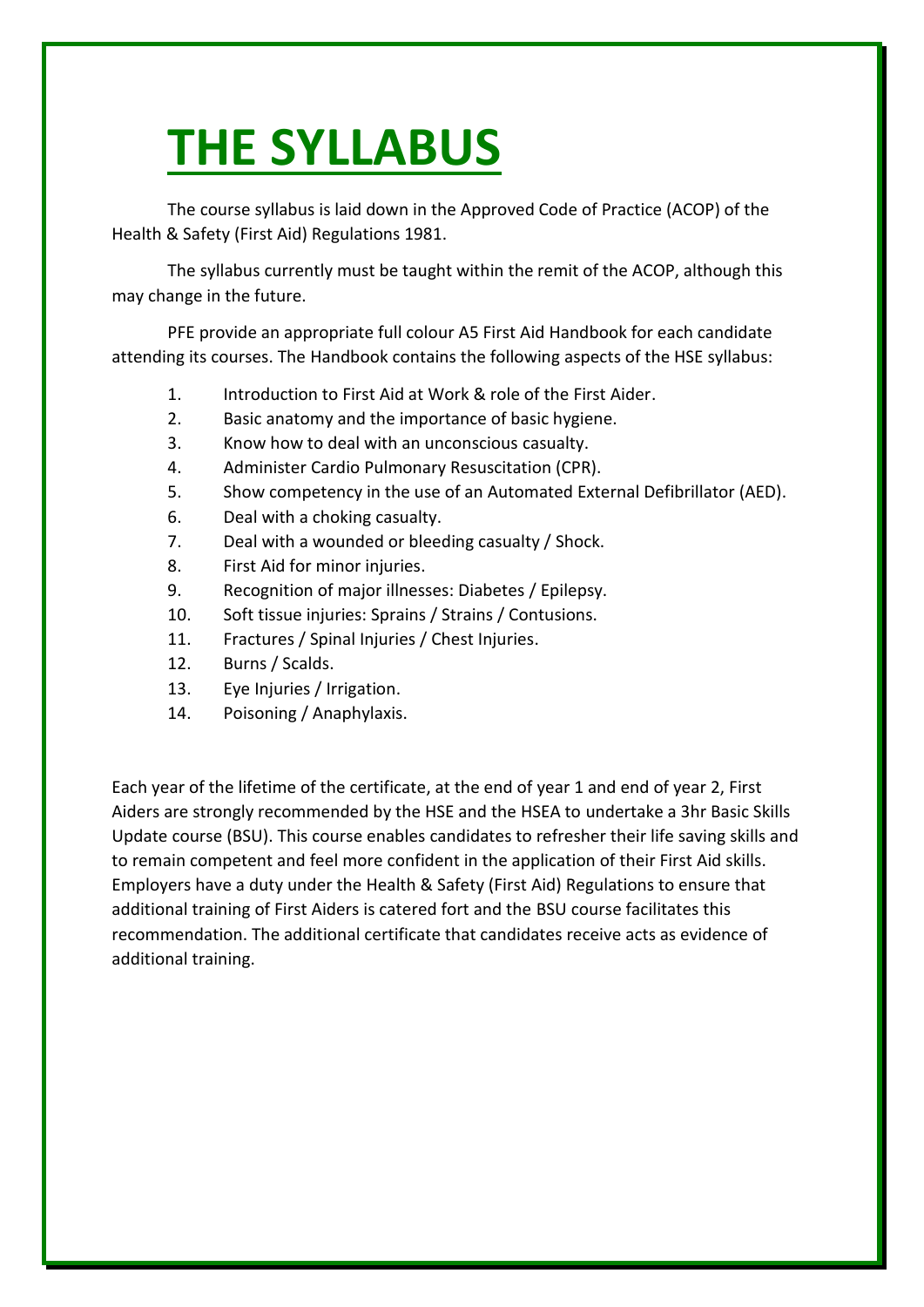# THE SYLLABUS

The course syllabus is laid down in the Approved Code of Practice (ACOP) of the Health & Safety (First Aid) Regulations 1981.

The syllabus currently must be taught within the remit of the ACOP, although this may change in the future.

PFE provide an appropriate full colour A5 First Aid Handbook for each candidate attending its courses. The Handbook contains the following aspects of the HSE syllabus:

1. Introduction to First Aid at Work & role of the First Aider.
2. Basic anatomy and the importance of basic hygiene.
3. Know how to deal with an unconscious casualty.
4. Administer Cardio Pulmonary Resuscitation (CPR).
5. Show competency in the use of an Automated External Defibrillator (AED).
6. Deal with a choking casualty.
7. Deal with a wounded or bleeding casualty / Shock.
8. First Aid for minor injuries.
9. Recognition of major illnesses: Diabetes / Epilepsy.
10. Soft tissue injuries: Sprains / Strains / Contusions.
11. Fractures / Spinal Injuries / Chest Injuries.
12. Burns / Scalds.
13. Eye Injuries / Irrigation.
14. Poisoning / Anaphylaxis.

Each year of the lifetime of the certificate, at the end of year 1 and end of year 2, First Aiders are strongly recommended by the HSE and the HSEA to undertake a 3hr Basic Skills Update course (BSU). This course enables candidates to refresher their life saving skills and to remain competent and feel more confident in the application of their First Aid skills. Employers have a duty under the Health & Safety (First Aid) Regulations to ensure that additional training of First Aiders is catered fort and the BSU course facilitates this recommendation. The additional certificate that candidates receive acts as evidence of additional training.